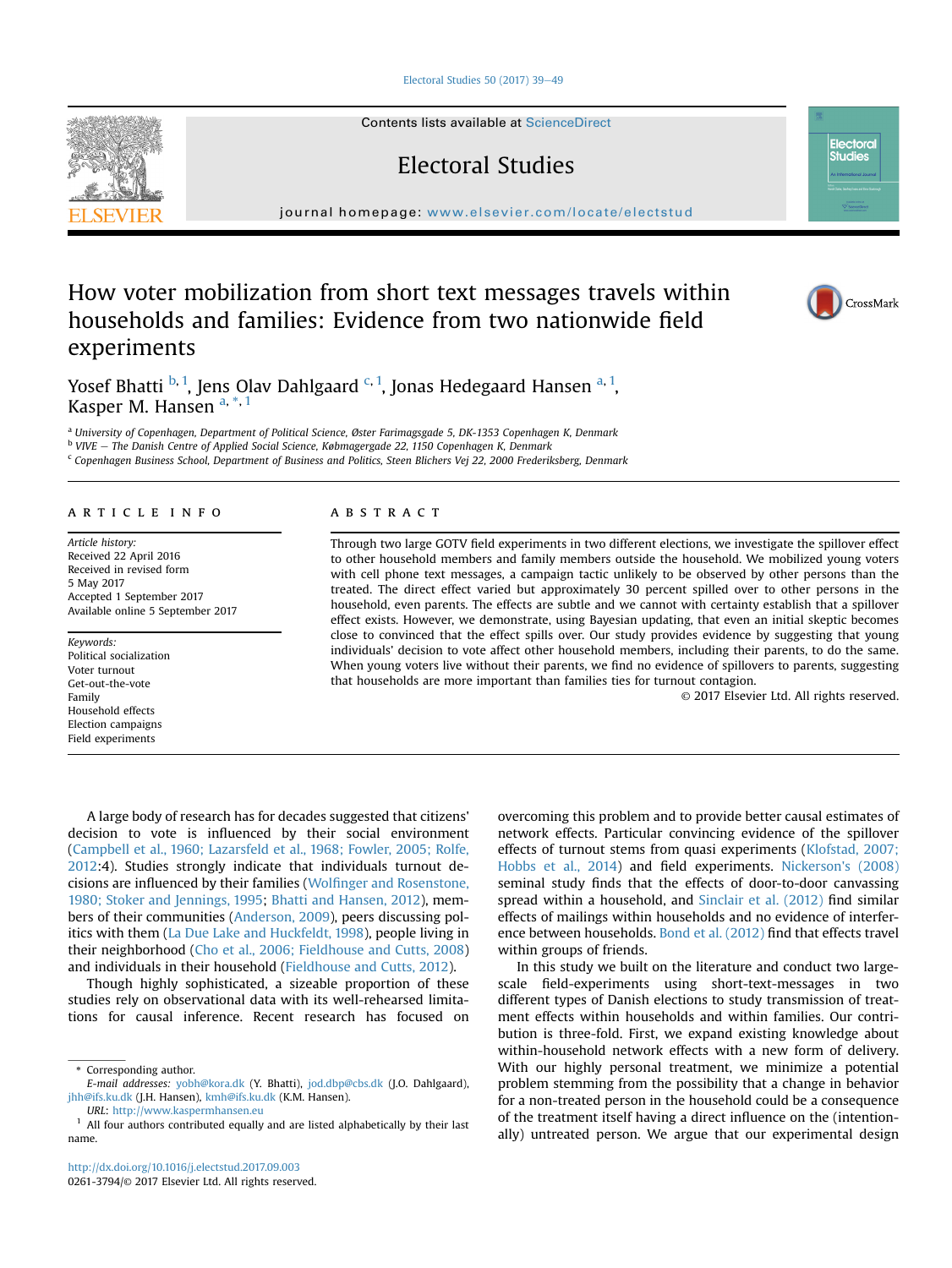# How voter mobilization from short text messages travels within households and families: Evidence from two nationwide field experiments

Yosef Bhatti [b,1], Jens Olav Dahlgaard [c,1], Jonas Hedegaard Hansen [a,1], Kasper M. Hansen [a,*,1]

[a] University of Copenhagen, Department of Political Science, Øster Farimagsgade 5, DK-1353 Copenhagen K, Denmark
[b] VIVE — The Danish Centre of Applied Social Science, Købmagergade 22, 1150 Copenhagen K, Denmark
[c] Copenhagen Business School, Department of Business and Politics, Steen Blichers Vej 22, 2000 Frederiksberg, Denmark

## ARTICLE INFO

*Article history:*
Received 22 April 2016
Received in revised form
5 May 2017
Accepted 1 September 2017
Available online 5 September 2017

*Keywords:*
Political socialization
Voter turnout
Get-out-the-vote
Family
Household effects
Election campaigns
Field experiments

## ABSTRACT

Through two large GOTV field experiments in two different elections, we investigate the spillover effect to other household members and family members outside the household. We mobilized young voters with cell phone text messages, a campaign tactic unlikely to be observed by other persons than the treated. The direct effect varied but approximately 30 percent spilled over to other persons in the household, even parents. The effects are subtle and we cannot with certainty establish that a spillover effect exists. However, we demonstrate, using Bayesian updating, that even an initial skeptic becomes close to convinced that the effect spills over. Our study provides evidence by suggesting that young individuals' decision to vote affect other household members, including their parents, to do the same. When young voters live without their parents, we find no evidence of spillovers to parents, suggesting that households are more important than families ties for turnout contagion.

© 2017 Elsevier Ltd. All rights reserved.

A large body of research has for decades suggested that citizens' decision to vote is influenced by their social environment (Campbell et al., 1960; Lazarsfeld et al., 1968; Fowler, 2005; Rolfe, 2012:4). Studies strongly indicate that individuals turnout decisions are influenced by their families (Wolfinger and Rosenstone, 1980; Stoker and Jennings, 1995; Bhatti and Hansen, 2012), members of their communities (Anderson, 2009), peers discussing politics with them (La Due Lake and Huckfeldt, 1998), people living in their neighborhood (Cho et al., 2006; Fieldhouse and Cutts, 2008) and individuals in their household (Fieldhouse and Cutts, 2012).

Though highly sophisticated, a sizeable proportion of these studies rely on observational data with its well-rehearsed limitations for causal inference. Recent research has focused on overcoming this problem and to provide better causal estimates of network effects. Particular convincing evidence of the spillover effects of turnout stems from quasi experiments (Klofstad, 2007; Hobbs et al., 2014) and field experiments. Nickerson's (2008) seminal study finds that the effects of door-to-door canvassing spread within a household, and Sinclair et al. (2012) find similar effects of mailings within households and no evidence of interference between households. Bond et al. (2012) find that effects travel within groups of friends.

In this study we built on the literature and conduct two large-scale field-experiments using short-text-messages in two different types of Danish elections to study transmission of treatment effects within households and within families. Our contribution is three-fold. First, we expand existing knowledge about within-household network effects with a new form of delivery. With our highly personal treatment, we minimize a potential problem stemming from the possibility that a change in behavior for a non-treated person in the household could be a consequence of the treatment itself having a direct influence on the (intentionally) untreated person. We argue that our experimental design

---

\* Corresponding author.
E-mail addresses: yobh@kora.dk (Y. Bhatti), jod.dbp@cbs.dk (J.O. Dahlgaard), jhh@ifs.ku.dk (J.H. Hansen), kmh@ifs.ku.dk (K.M. Hansen).
URL: http://www.kaspermhansen.eu
[1] All four authors contributed equally and are listed alphabetically by their last name.

http://dx.doi.org/10.1016/j.electstud.2017.09.003
0261-3794/© 2017 Elsevier Ltd. All rights reserved.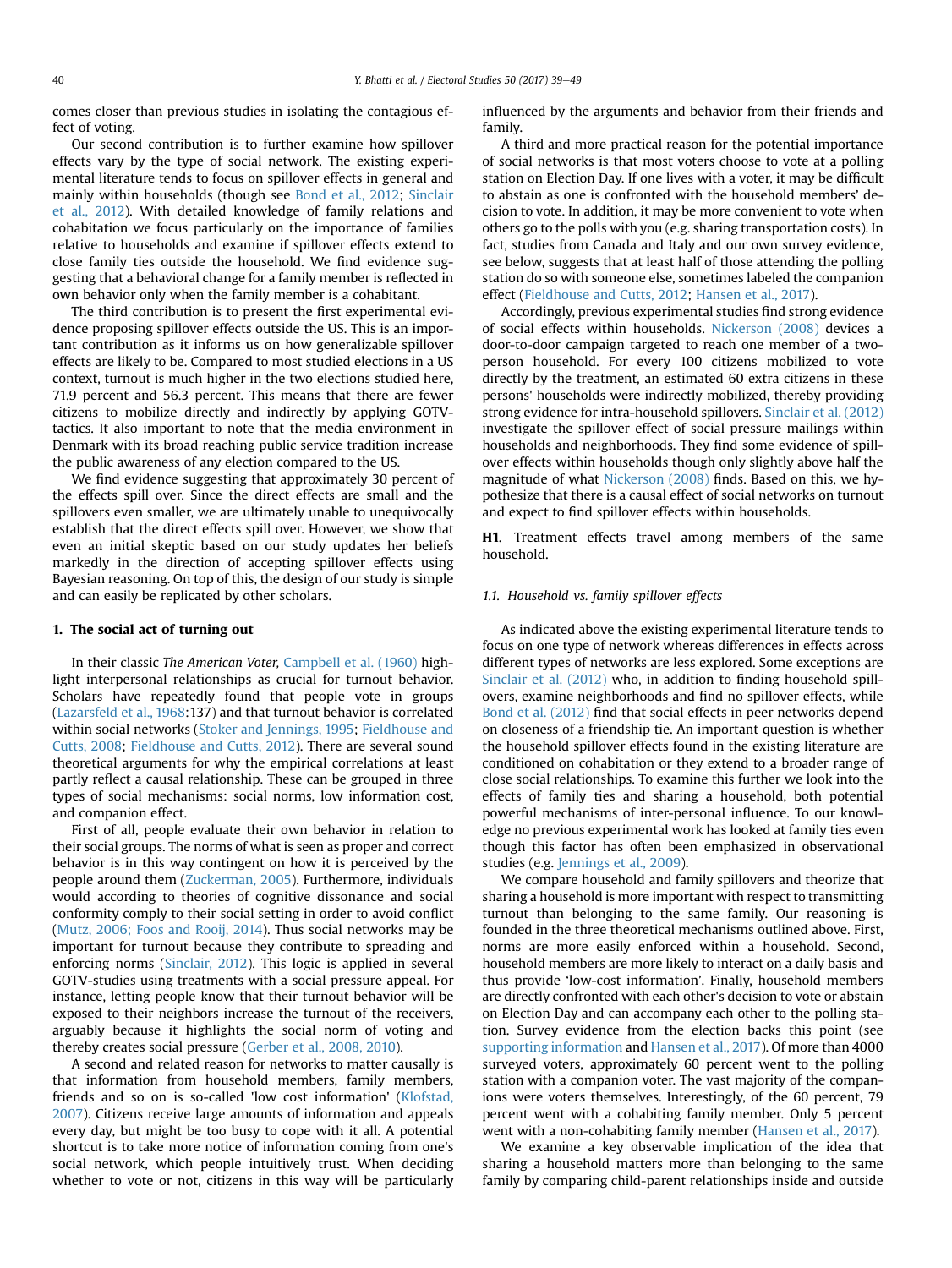comes closer than previous studies in isolating the contagious effect of voting.

Our second contribution is to further examine how spillover effects vary by the type of social network. The existing experimental literature tends to focus on spillover effects in general and mainly within households (though see Bond et al., 2012; Sinclair et al., 2012). With detailed knowledge of family relations and cohabitation we focus particularly on the importance of families relative to households and examine if spillover effects extend to close family ties outside the household. We find evidence suggesting that a behavioral change for a family member is reflected in own behavior only when the family member is a cohabitant.

The third contribution is to present the first experimental evidence proposing spillover effects outside the US. This is an important contribution as it informs us on how generalizable spillover effects are likely to be. Compared to most studied elections in a US context, turnout is much higher in the two elections studied here, 71.9 percent and 56.3 percent. This means that there are fewer citizens to mobilize directly and indirectly by applying GOTV-tactics. It also important to note that the media environment in Denmark with its broad reaching public service tradition increase the public awareness of any election compared to the US.

We find evidence suggesting that approximately 30 percent of the effects spill over. Since the direct effects are small and the spillovers even smaller, we are ultimately unable to unequivocally establish that the direct effects spill over. However, we show that even an initial skeptic based on our study updates her beliefs markedly in the direction of accepting spillover effects using Bayesian reasoning. On top of this, the design of our study is simple and can easily be replicated by other scholars.

## 1. The social act of turning out

In their classic *The American Voter*, Campbell et al. (1960) highlight interpersonal relationships as crucial for turnout behavior. Scholars have repeatedly found that people vote in groups (Lazarsfeld et al., 1968:137) and that turnout behavior is correlated within social networks (Stoker and Jennings, 1995; Fieldhouse and Cutts, 2008; Fieldhouse and Cutts, 2012). There are several sound theoretical arguments for why the empirical correlations at least partly reflect a causal relationship. These can be grouped in three types of social mechanisms: social norms, low information cost, and companion effect.

First of all, people evaluate their own behavior in relation to their social groups. The norms of what is seen as proper and correct behavior is in this way contingent on how it is perceived by the people around them (Zuckerman, 2005). Furthermore, individuals would according to theories of cognitive dissonance and social conformity comply to their social setting in order to avoid conflict (Mutz, 2006; Foos and Rooij, 2014). Thus social networks may be important for turnout because they contribute to spreading and enforcing norms (Sinclair, 2012). This logic is applied in several GOTV-studies using treatments with a social pressure appeal. For instance, letting people know that their turnout behavior will be exposed to their neighbors increase the turnout of the receivers, arguably because it highlights the social norm of voting and thereby creates social pressure (Gerber et al., 2008, 2010).

A second and related reason for networks to matter causally is that information from household members, family members, friends and so on is so-called 'low cost information' (Klofstad, 2007). Citizens receive large amounts of information and appeals every day, but might be too busy to cope with it all. A potential shortcut is to take more notice of information coming from one's social network, which people intuitively trust. When deciding whether to vote or not, citizens in this way will be particularly influenced by the arguments and behavior from their friends and family.

A third and more practical reason for the potential importance of social networks is that most voters choose to vote at a polling station on Election Day. If one lives with a voter, it may be difficult to abstain as one is confronted with the household members' decision to vote. In addition, it may be more convenient to vote when others go to the polls with you (e.g. sharing transportation costs). In fact, studies from Canada and Italy and our own survey evidence, see below, suggests that at least half of those attending the polling station do so with someone else, sometimes labeled the companion effect (Fieldhouse and Cutts, 2012; Hansen et al., 2017).

Accordingly, previous experimental studies find strong evidence of social effects within households. Nickerson (2008) devices a door-to-door campaign targeted to reach one member of a two-person household. For every 100 citizens mobilized to vote directly by the treatment, an estimated 60 extra citizens in these persons' households were indirectly mobilized, thereby providing strong evidence for intra-household spillovers. Sinclair et al. (2012) investigate the spillover effect of social pressure mailings within households and neighborhoods. They find some evidence of spillover effects within households though only slightly above half the magnitude of what Nickerson (2008) finds. Based on this, we hypothesize that there is a causal effect of social networks on turnout and expect to find spillover effects within households.

**H1**. Treatment effects travel among members of the same household.

### 1.1. Household vs. family spillover effects

As indicated above the existing experimental literature tends to focus on one type of network whereas differences in effects across different types of networks are less explored. Some exceptions are Sinclair et al. (2012) who, in addition to finding household spillovers, examine neighborhoods and find no spillover effects, while Bond et al. (2012) find that social effects in peer networks depend on closeness of a friendship tie. An important question is whether the household spillover effects found in the existing literature are conditioned on cohabitation or they extend to a broader range of close social relationships. To examine this further we look into the effects of family ties and sharing a household, both potential powerful mechanisms of inter-personal influence. To our knowledge no previous experimental work has looked at family ties even though this factor has often been emphasized in observational studies (e.g. Jennings et al., 2009).

We compare household and family spillovers and theorize that sharing a household is more important with respect to transmitting turnout than belonging to the same family. Our reasoning is founded in the three theoretical mechanisms outlined above. First, norms are more easily enforced within a household. Second, household members are more likely to interact on a daily basis and thus provide 'low-cost information'. Finally, household members are directly confronted with each other's decision to vote or abstain on Election Day and can accompany each other to the polling station. Survey evidence from the election backs this point (see supporting information and Hansen et al., 2017). Of more than 4000 surveyed voters, approximately 60 percent went to the polling station with a companion voter. The vast majority of the companions were voters themselves. Interestingly, of the 60 percent, 79 percent went with a cohabiting family member. Only 5 percent went with a non-cohabiting family member (Hansen et al., 2017).

We examine a key observable implication of the idea that sharing a household matters more than belonging to the same family by comparing child-parent relationships inside and outside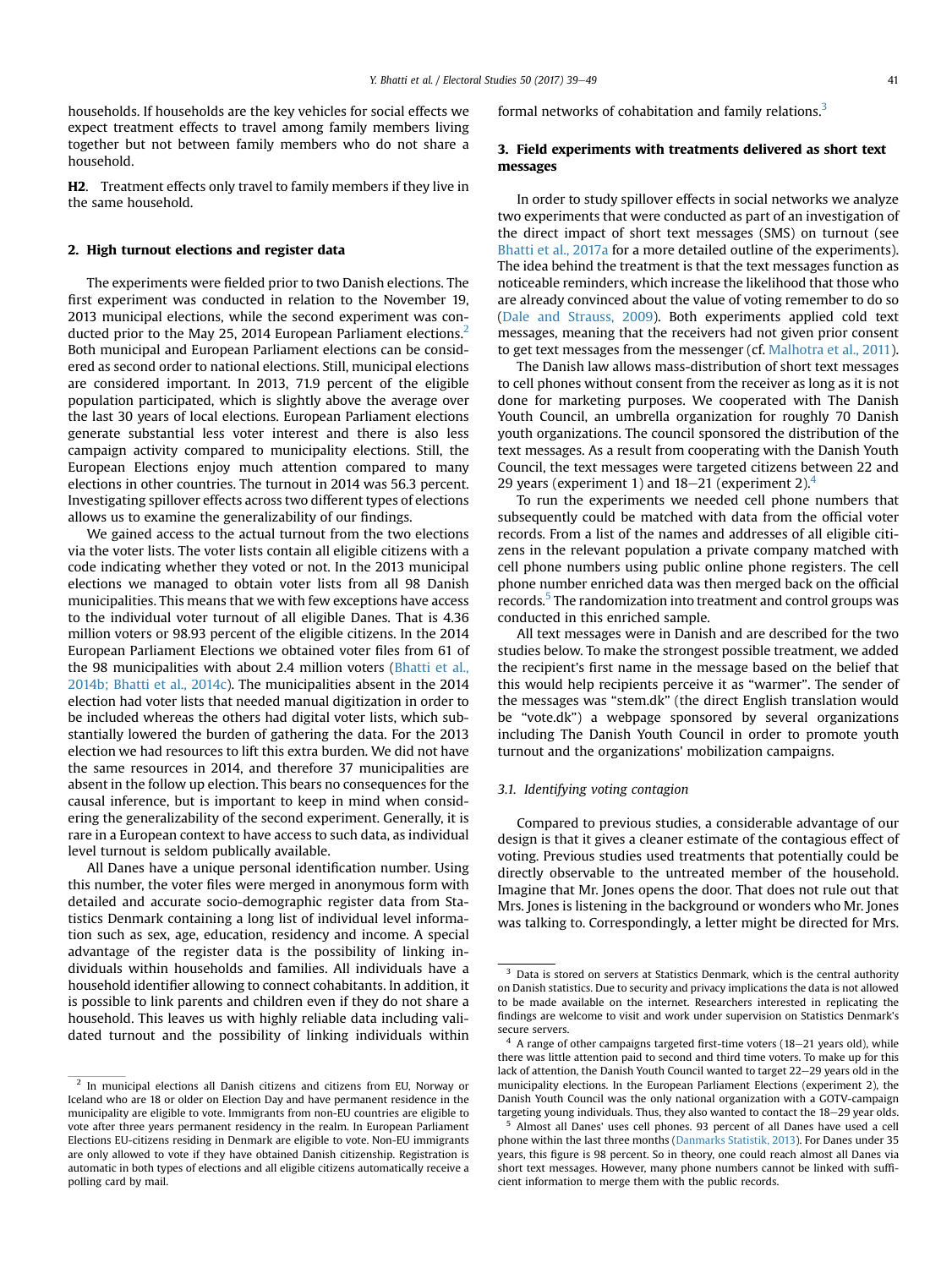households. If households are the key vehicles for social effects we expect treatment effects to travel among family members living together but not between family members who do not share a household.

**H2**. Treatment effects only travel to family members if they live in the same household.

## 2. High turnout elections and register data

The experiments were fielded prior to two Danish elections. The first experiment was conducted in relation to the November 19, 2013 municipal elections, while the second experiment was conducted prior to the May 25, 2014 European Parliament elections.[2] Both municipal and European Parliament elections can be considered as second order to national elections. Still, municipal elections are considered important. In 2013, 71.9 percent of the eligible population participated, which is slightly above the average over the last 30 years of local elections. European Parliament elections generate substantial less voter interest and there is also less campaign activity compared to municipality elections. Still, the European Elections enjoy much attention compared to many elections in other countries. The turnout in 2014 was 56.3 percent. Investigating spillover effects across two different types of elections allows us to examine the generalizability of our findings.

We gained access to the actual turnout from the two elections via the voter lists. The voter lists contain all eligible citizens with a code indicating whether they voted or not. In the 2013 municipal elections we managed to obtain voter lists from all 98 Danish municipalities. This means that we with few exceptions have access to the individual voter turnout of all eligible Danes. That is 4.36 million voters or 98.93 percent of the eligible citizens. In the 2014 European Parliament Elections we obtained voter files from 61 of the 98 municipalities with about 2.4 million voters (Bhatti et al., 2014b; Bhatti et al., 2014c). The municipalities absent in the 2014 election had voter lists that needed manual digitization in order to be included whereas the others had digital voter lists, which substantially lowered the burden of gathering the data. For the 2013 election we had resources to lift this extra burden. We did not have the same resources in 2014, and therefore 37 municipalities are absent in the follow up election. This bears no consequences for the causal inference, but is important to keep in mind when considering the generalizability of the second experiment. Generally, it is rare in a European context to have access to such data, as individual level turnout is seldom publically available.

All Danes have a unique personal identification number. Using this number, the voter files were merged in anonymous form with detailed and accurate socio-demographic register data from Statistics Denmark containing a long list of individual level information such as sex, age, education, residency and income. A special advantage of the register data is the possibility of linking individuals within households and families. All individuals have a household identifier allowing to connect cohabitants. In addition, it is possible to link parents and children even if they do not share a household. This leaves us with highly reliable data including validated turnout and the possibility of linking individuals within formal networks of cohabitation and family relations.[3]

## 3. Field experiments with treatments delivered as short text messages

In order to study spillover effects in social networks we analyze two experiments that were conducted as part of an investigation of the direct impact of short text messages (SMS) on turnout (see Bhatti et al., 2017a for a more detailed outline of the experiments). The idea behind the treatment is that the text messages function as noticeable reminders, which increase the likelihood that those who are already convinced about the value of voting remember to do so (Dale and Strauss, 2009). Both experiments applied cold text messages, meaning that the receivers had not given prior consent to get text messages from the messenger (cf. Malhotra et al., 2011).

The Danish law allows mass-distribution of short text messages to cell phones without consent from the receiver as long as it is not done for marketing purposes. We cooperated with The Danish Youth Council, an umbrella organization for roughly 70 Danish youth organizations. The council sponsored the distribution of the text messages. As a result from cooperating with the Danish Youth Council, the text messages were targeted citizens between 22 and 29 years (experiment 1) and 18–21 (experiment 2).[4]

To run the experiments we needed cell phone numbers that subsequently could be matched with data from the official voter records. From a list of the names and addresses of all eligible citizens in the relevant population a private company matched with cell phone numbers using public online phone registers. The cell phone number enriched data was then merged back on the official records.[5] The randomization into treatment and control groups was conducted in this enriched sample.

All text messages were in Danish and are described for the two studies below. To make the strongest possible treatment, we added the recipient's first name in the message based on the belief that this would help recipients perceive it as "warmer". The sender of the messages was "stem.dk" (the direct English translation would be "vote.dk") a webpage sponsored by several organizations including The Danish Youth Council in order to promote youth turnout and the organizations' mobilization campaigns.

### 3.1. Identifying voting contagion

Compared to previous studies, a considerable advantage of our design is that it gives a cleaner estimate of the contagious effect of voting. Previous studies used treatments that potentially could be directly observable to the untreated member of the household. Imagine that Mr. Jones opens the door. That does not rule out that Mrs. Jones is listening in the background or wonders who Mr. Jones was talking to. Correspondingly, a letter might be directed for Mrs.

---

[2] In municipal elections all Danish citizens and citizens from EU, Norway or Iceland who are 18 or older on Election Day and have permanent residence in the municipality are eligible to vote. Immigrants from non-EU countries are eligible to vote after three years permanent residency in the realm. In European Parliament Elections EU-citizens residing in Denmark are eligible to vote. Non-EU immigrants are only allowed to vote if they have obtained Danish citizenship. Registration is automatic in both types of elections and all eligible citizens automatically receive a polling card by mail.

[3] Data is stored on servers at Statistics Denmark, which is the central authority on Danish statistics. Due to security and privacy implications the data is not allowed to be made available on the internet. Researchers interested in replicating the findings are welcome to visit and work under supervision on Statistics Denmark's secure servers.

[4] A range of other campaigns targeted first-time voters (18–21 years old), while there was little attention paid to second and third time voters. To make up for this lack of attention, the Danish Youth Council wanted to target 22–29 years old in the municipality elections. In the European Parliament Elections (experiment 2), the Danish Youth Council was the only national organization with a GOTV-campaign targeting young individuals. Thus, they also wanted to contact the 18–29 year olds.

[5] Almost all Danes' uses cell phones. 93 percent of all Danes have used a cell phone within the last three months (Danmarks Statistik, 2013). For Danes under 35 years, this figure is 98 percent. So in theory, one could reach almost all Danes via short text messages. However, many phone numbers cannot be linked with sufficient information to merge them with the public records.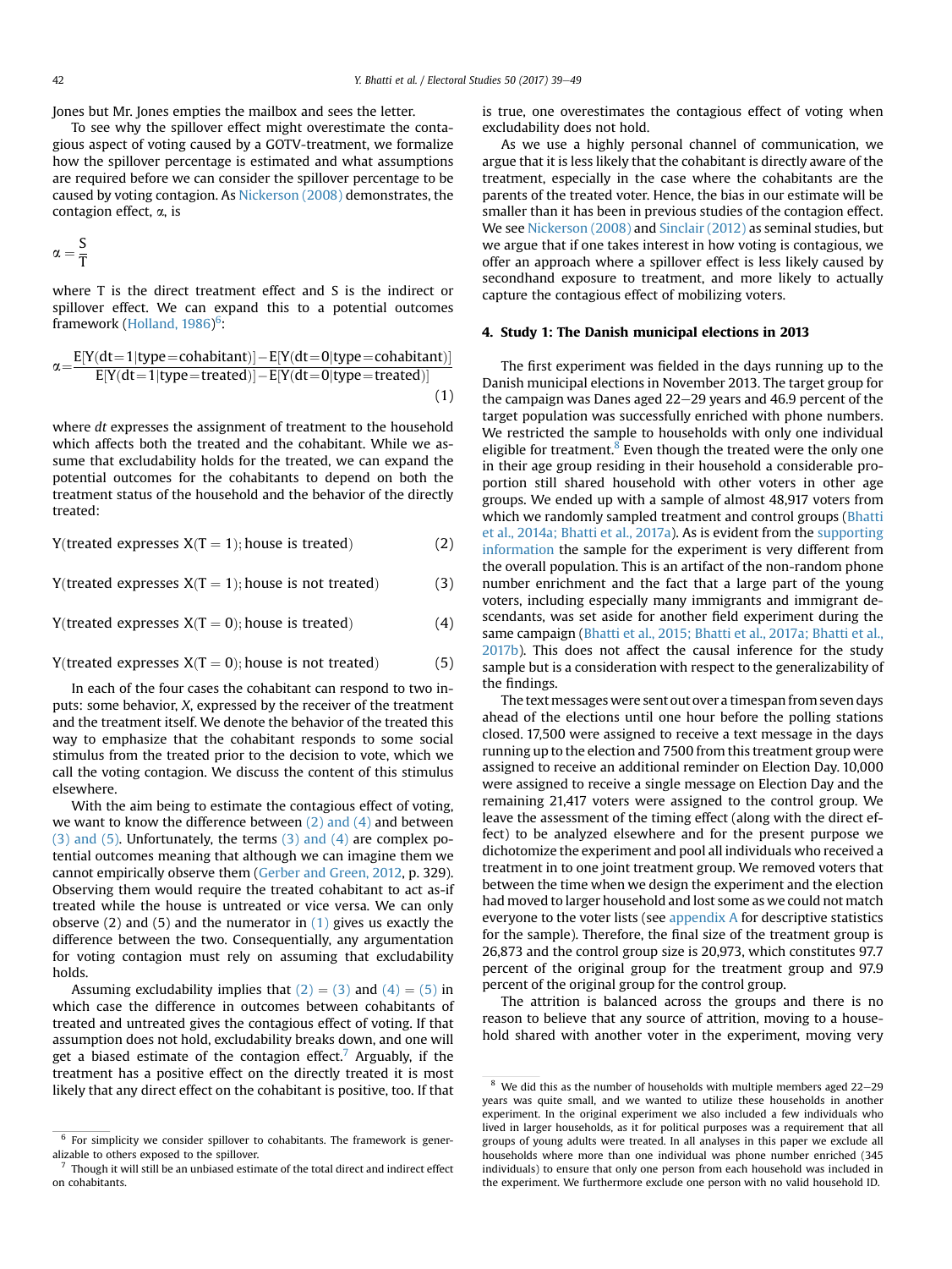Jones but Mr. Jones empties the mailbox and sees the letter.

To see why the spillover effect might overestimate the contagious aspect of voting caused by a GOTV-treatment, we formalize how the spillover percentage is estimated and what assumptions are required before we can consider the spillover percentage to be caused by voting contagion. As Nickerson (2008) demonstrates, the contagion effect, α, is

$$\alpha = \frac{S}{T}$$

where T is the direct treatment effect and S is the indirect or spillover effect. We can expand this to a potential outcomes framework (Holland, 1986)[6]:

$$\alpha = \frac{E[Y(dt=1|type=cohabitant)] - E[Y(dt=0|type=cohabitant)]}{E[Y(dt=1|type=treated)] - E[Y(dt=0|type=treated)]} \quad (1)$$

where *dt* expresses the assignment of treatment to the household which affects both the treated and the cohabitant. While we assume that excludability holds for the treated, we can expand the potential outcomes for the cohabitants to depend on both the treatment status of the household and the behavior of the directly treated:

$$\text{Y(treated expresses X(T = 1); house is treated)} \quad (2)$$

$$\text{Y(treated expresses X(T = 1); house is not treated)} \quad (3)$$

$$\text{Y(treated expresses X(T = 0); house is treated)} \quad (4)$$

$$\text{Y(treated expresses X(T = 0); house is not treated)} \quad (5)$$

In each of the four cases the cohabitant can respond to two inputs: some behavior, *X*, expressed by the receiver of the treatment and the treatment itself. We denote the behavior of the treated this way to emphasize that the cohabitant responds to some social stimulus from the treated prior to the decision to vote, which we call the voting contagion. We discuss the content of this stimulus elsewhere.

With the aim being to estimate the contagious effect of voting, we want to know the difference between (2) and (4) and between (3) and (5). Unfortunately, the terms (3) and (4) are complex potential outcomes meaning that although we can imagine them we cannot empirically observe them (Gerber and Green, 2012, p. 329). Observing them would require the treated cohabitant to act as-if treated while the house is untreated or vice versa. We can only observe (2) and (5) and the numerator in (1) gives us exactly the difference between the two. Consequentially, any argumentation for voting contagion must rely on assuming that excludability holds.

Assuming excludability implies that (2) = (3) and (4) = (5) in which case the difference in outcomes between cohabitants of treated and untreated gives the contagious effect of voting. If that assumption does not hold, excludability breaks down, and one will get a biased estimate of the contagion effect.[7] Arguably, if the treatment has a positive effect on the directly treated it is most likely that any direct effect on the cohabitant is positive, too. If that is true, one overestimates the contagious effect of voting when excludability does not hold.

As we use a highly personal channel of communication, we argue that it is less likely that the cohabitant is directly aware of the treatment, especially in the case where the cohabitants are the parents of the treated voter. Hence, the bias in our estimate will be smaller than it has been in previous studies of the contagion effect. We see Nickerson (2008) and Sinclair (2012) as seminal studies, but we argue that if one takes interest in how voting is contagious, we offer an approach where a spillover effect is less likely caused by secondhand exposure to treatment, and more likely to actually capture the contagious effect of mobilizing voters.

## 4. Study 1: The Danish municipal elections in 2013

The first experiment was fielded in the days running up to the Danish municipal elections in November 2013. The target group for the campaign was Danes aged 22–29 years and 46.9 percent of the target population was successfully enriched with phone numbers. We restricted the sample to households with only one individual eligible for treatment.[8] Even though the treated were the only one in their age group residing in their household a considerable proportion still shared household with other voters in other age groups. We ended up with a sample of almost 48,917 voters from which we randomly sampled treatment and control groups (Bhatti et al., 2014a; Bhatti et al., 2017a). As is evident from the supporting information the sample for the experiment is very different from the overall population. This is an artifact of the non-random phone number enrichment and the fact that a large part of the young voters, including especially many immigrants and immigrant descendants, was set aside for another field experiment during the same campaign (Bhatti et al., 2015; Bhatti et al., 2017a; Bhatti et al., 2017b). This does not affect the causal inference for the study sample but is a consideration with respect to the generalizability of the findings.

The text messages were sent out over a timespan from seven days ahead of the elections until one hour before the polling stations closed. 17,500 were assigned to receive a text message in the days running up to the election and 7500 from this treatment group were assigned to receive an additional reminder on Election Day. 10,000 were assigned to receive a single message on Election Day and the remaining 21,417 voters were assigned to the control group. We leave the assessment of the timing effect (along with the direct effect) to be analyzed elsewhere and for the present purpose we dichotomize the experiment and pool all individuals who received a treatment in to one joint treatment group. We removed voters that between the time when we design the experiment and the election had moved to larger household and lost some as we could not match everyone to the voter lists (see appendix A for descriptive statistics for the sample). Therefore, the final size of the treatment group is 26,873 and the control group size is 20,973, which constitutes 97.7 percent of the original group for the treatment group and 97.9 percent of the original group for the control group.

The attrition is balanced across the groups and there is no reason to believe that any source of attrition, moving to a household shared with another voter in the experiment, moving very

---

[6] For simplicity we consider spillover to cohabitants. The framework is generalizable to others exposed to the spillover.

[7] Though it will still be an unbiased estimate of the total direct and indirect effect on cohabitants.

[8] We did this as the number of households with multiple members aged 22–29 years was quite small, and we wanted to utilize these households in another experiment. In the original experiment we also included a few individuals who lived in larger households, as it for political purposes was a requirement that all groups of young adults were treated. In all analyses in this paper we exclude all households where more than one individual was phone number enriched (345 individuals) to ensure that only one person from each household was included in the experiment. We furthermore exclude one person with no valid household ID.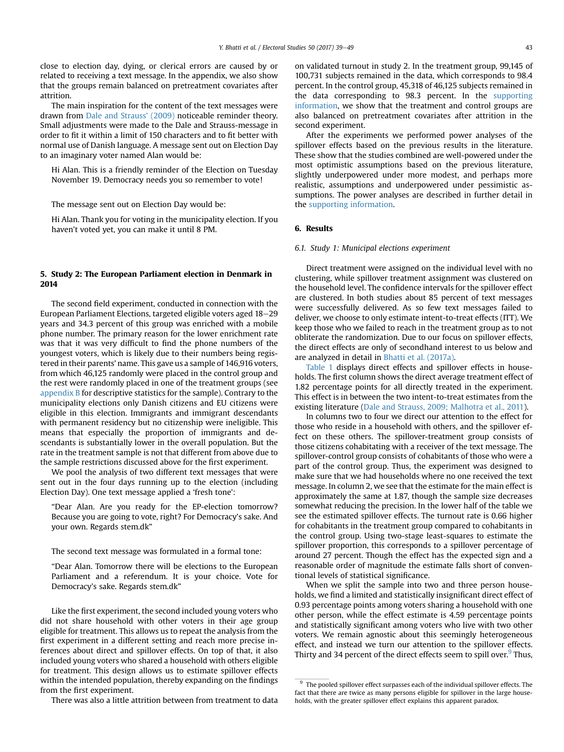close to election day, dying, or clerical errors are caused by or related to receiving a text message. In the appendix, we also show that the groups remain balanced on pretreatment covariates after attrition.

The main inspiration for the content of the text messages were drawn from Dale and Strauss' (2009) noticeable reminder theory. Small adjustments were made to the Dale and Strauss-message in order to fit it within a limit of 150 characters and to fit better with normal use of Danish language. A message sent out on Election Day to an imaginary voter named Alan would be:

> Hi Alan. This is a friendly reminder of the Election on Tuesday November 19. Democracy needs you so remember to vote!

The message sent out on Election Day would be:

> Hi Alan. Thank you for voting in the municipality election. If you haven't voted yet, you can make it until 8 PM.

## 5. Study 2: The European Parliament election in Denmark in 2014

The second field experiment, conducted in connection with the European Parliament Elections, targeted eligible voters aged 18–29 years and 34.3 percent of this group was enriched with a mobile phone number. The primary reason for the lower enrichment rate was that it was very difficult to find the phone numbers of the youngest voters, which is likely due to their numbers being registered in their parents' name. This gave us a sample of 146,916 voters, from which 46,125 randomly were placed in the control group and the rest were randomly placed in one of the treatment groups (see appendix B for descriptive statistics for the sample). Contrary to the municipality elections only Danish citizens and EU citizens were eligible in this election. Immigrants and immigrant descendants with permanent residency but no citizenship were ineligible. This means that especially the proportion of immigrants and descendants is substantially lower in the overall population. But the rate in the treatment sample is not that different from above due to the sample restrictions discussed above for the first experiment.

We pool the analysis of two different text messages that were sent out in the four days running up to the election (including Election Day). One text message applied a 'fresh tone':

> "Dear Alan. Are you ready for the EP-election tomorrow? Because you are going to vote, right? For Democracy's sake. And your own. Regards stem.dk"

The second text message was formulated in a formal tone:

> "Dear Alan. Tomorrow there will be elections to the European Parliament and a referendum. It is your choice. Vote for Democracy's sake. Regards stem.dk"

Like the first experiment, the second included young voters who did not share household with other voters in their age group eligible for treatment. This allows us to repeat the analysis from the first experiment in a different setting and reach more precise inferences about direct and spillover effects. On top of that, it also included young voters who shared a household with others eligible for treatment. This design allows us to estimate spillover effects within the intended population, thereby expanding on the findings from the first experiment.

There was also a little attrition between from treatment to data on validated turnout in study 2. In the treatment group, 99,145 of 100,731 subjects remained in the data, which corresponds to 98.4 percent. In the control group, 45,318 of 46,125 subjects remained in the data corresponding to 98.3 percent. In the supporting information, we show that the treatment and control groups are also balanced on pretreatment covariates after attrition in the second experiment.

After the experiments we performed power analyses of the spillover effects based on the previous results in the literature. These show that the studies combined are well-powered under the most optimistic assumptions based on the previous literature, slightly underpowered under more modest, and perhaps more realistic, assumptions and underpowered under pessimistic assumptions. The power analyses are described in further detail in the supporting information.

## 6. Results

### 6.1. Study 1: Municipal elections experiment

Direct treatment were assigned on the individual level with no clustering, while spillover treatment assignment was clustered on the household level. The confidence intervals for the spillover effect are clustered. In both studies about 85 percent of text messages were successfully delivered. As so few text messages failed to deliver, we choose to only estimate intent-to-treat effects (ITT). We keep those who we failed to reach in the treatment group as to not obliterate the randomization. Due to our focus on spillover effects, the direct effects are only of secondhand interest to us below and are analyzed in detail in Bhatti et al. (2017a).

Table 1 displays direct effects and spillover effects in households. The first column shows the direct average treatment effect of 1.82 percentage points for all directly treated in the experiment. This effect is in between the two intent-to-treat estimates from the existing literature (Dale and Strauss, 2009; Malhotra et al., 2011).

In columns two to four we direct our attention to the effect for those who reside in a household with others, and the spillover effect on these others. The spillover-treatment group consists of those citizens cohabitating with a receiver of the text message. The spillover-control group consists of cohabitants of those who were a part of the control group. Thus, the experiment was designed to make sure that we had households where no one received the text message. In column 2, we see that the estimate for the main effect is approximately the same at 1.87, though the sample size decreases somewhat reducing the precision. In the lower half of the table we see the estimated spillover effects. The turnout rate is 0.66 higher for cohabitants in the treatment group compared to cohabitants in the control group. Using two-stage least-squares to estimate the spillover proportion, this corresponds to a spillover percentage of around 27 percent. Though the effect has the expected sign and a reasonable order of magnitude the estimate falls short of conventional levels of statistical significance.

When we split the sample into two and three person households, we find a limited and statistically insignificant direct effect of 0.93 percentage points among voters sharing a household with one other person, while the effect estimate is 4.59 percentage points and statistically significant among voters who live with two other voters. We remain agnostic about this seemingly heterogeneous effect, and instead we turn our attention to the spillover effects. Thirty and 34 percent of the direct effects seem to spill over.[9] Thus,

[9] The pooled spillover effect surpasses each of the individual spillover effects. The fact that there are twice as many persons eligible for spillover in the large households, with the greater spillover effect explains this apparent paradox.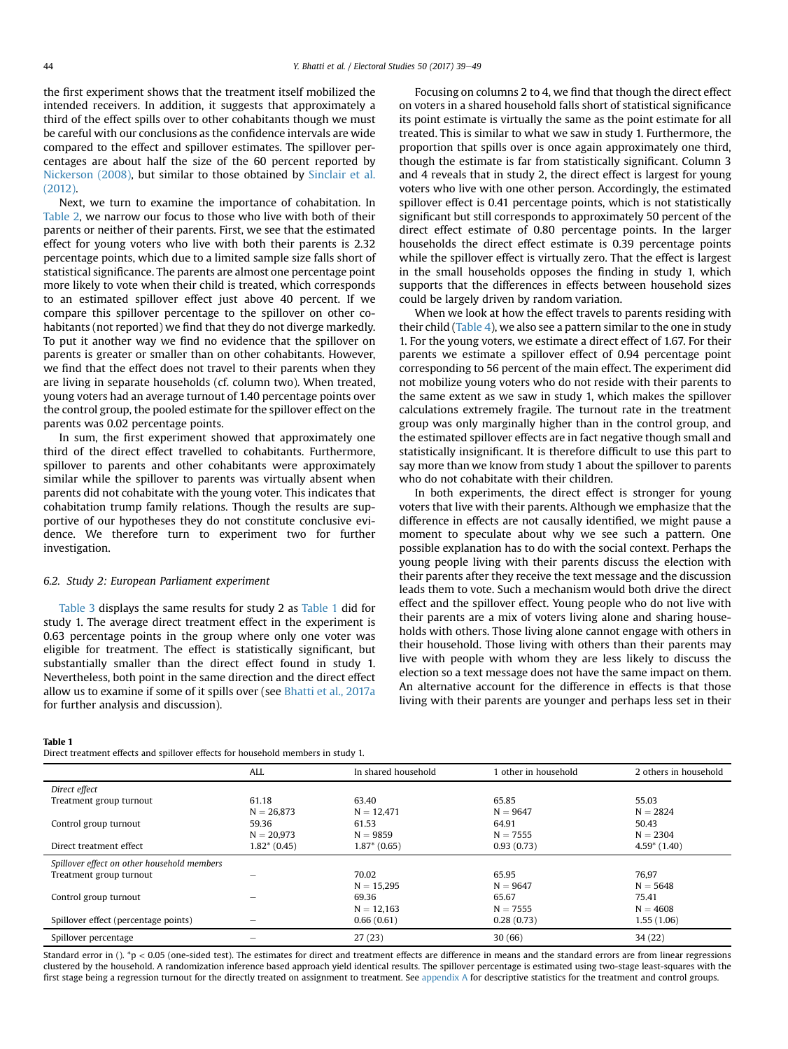the first experiment shows that the treatment itself mobilized the intended receivers. In addition, it suggests that approximately a third of the effect spills over to other cohabitants though we must be careful with our conclusions as the confidence intervals are wide compared to the effect and spillover estimates. The spillover percentages are about half the size of the 60 percent reported by Nickerson (2008), but similar to those obtained by Sinclair et al. (2012).

Next, we turn to examine the importance of cohabitation. In Table 2, we narrow our focus to those who live with both of their parents or neither of their parents. First, we see that the estimated effect for young voters who live with both their parents is 2.32 percentage points, which due to a limited sample size falls short of statistical significance. The parents are almost one percentage point more likely to vote when their child is treated, which corresponds to an estimated spillover effect just above 40 percent. If we compare this spillover percentage to the spillover on other cohabitants (not reported) we find that they do not diverge markedly. To put it another way we find no evidence that the spillover on parents is greater or smaller than on other cohabitants. However, we find that the effect does not travel to their parents when they are living in separate households (cf. column two). When treated, young voters had an average turnout of 1.40 percentage points over the control group, the pooled estimate for the spillover effect on the parents was 0.02 percentage points.

In sum, the first experiment showed that approximately one third of the direct effect travelled to cohabitants. Furthermore, spillover to parents and other cohabitants were approximately similar while the spillover to parents was virtually absent when parents did not cohabitate with the young voter. This indicates that cohabitation trump family relations. Though the results are supportive of our hypotheses they do not constitute conclusive evidence. We therefore turn to experiment two for further investigation.

### 6.2. Study 2: European Parliament experiment

Table 3 displays the same results for study 2 as Table 1 did for study 1. The average direct treatment effect in the experiment is 0.63 percentage points in the group where only one voter was eligible for treatment. The effect is statistically significant, but substantially smaller than the direct effect found in study 1. Nevertheless, both point in the same direction and the direct effect allow us to examine if some of it spills over (see Bhatti et al., 2017a for further analysis and discussion).

Focusing on columns 2 to 4, we find that though the direct effect on voters in a shared household falls short of statistical significance its point estimate is virtually the same as the point estimate for all treated. This is similar to what we saw in study 1. Furthermore, the proportion that spills over is once again approximately one third, though the estimate is far from statistically significant. Column 3 and 4 reveals that in study 2, the direct effect is largest for young voters who live with one other person. Accordingly, the estimated spillover effect is 0.41 percentage points, which is not statistically significant but still corresponds to approximately 50 percent of the direct effect estimate of 0.80 percentage points. In the larger households the direct effect estimate is 0.39 percentage points while the spillover effect is virtually zero. That the effect is largest in the small households opposes the finding in study 1, which supports that the differences in effects between household sizes could be largely driven by random variation.

When we look at how the effect travels to parents residing with their child (Table 4), we also see a pattern similar to the one in study 1. For the young voters, we estimate a direct effect of 1.67. For their parents we estimate a spillover effect of 0.94 percentage point corresponding to 56 percent of the main effect. The experiment did not mobilize young voters who do not reside with their parents to the same extent as we saw in study 1, which makes the spillover calculations extremely fragile. The turnout rate in the treatment group was only marginally higher than in the control group, and the estimated spillover effects are in fact negative though small and statistically insignificant. It is therefore difficult to use this part to say more than we know from study 1 about the spillover to parents who do not cohabitate with their children.

In both experiments, the direct effect is stronger for young voters that live with their parents. Although we emphasize that the difference in effects are not causally identified, we might pause a moment to speculate about why we see such a pattern. One possible explanation has to do with the social context. Perhaps the young people living with their parents discuss the election with their parents after they receive the text message and the discussion leads them to vote. Such a mechanism would both drive the direct effect and the spillover effect. Young people who do not live with their parents are a mix of voters living alone and sharing households with others. Those living alone cannot engage with others in their household. Those living with others than their parents may live with people with whom they are less likely to discuss the election so a text message does not have the same impact on them. An alternative account for the difference in effects is that those living with their parents are younger and perhaps less set in their

**Table 1**
Direct treatment effects and spillover effects for household members in study 1.

| | ALL | In shared household | 1 other in household | 2 others in household |
|---|---|---|---|---|
| *Direct effect* | | | | |
| Treatment group turnout | 61.18 | 63.40 | 65.85 | 55.03 |
| | N = 26,873 | N = 12,471 | N = 9647 | N = 2824 |
| Control group turnout | 59.36 | 61.53 | 64.91 | 50.43 |
| | N = 20,973 | N = 9859 | N = 7555 | N = 2304 |
| Direct treatment effect | 1.82* (0.45) | 1.87* (0.65) | 0.93 (0.73) | 4.59* (1.40) |
| *Spillover effect on other household members* | | | | |
| Treatment group turnout | – | 70.02 | 65.95 | 76,97 |
| | | N = 15,295 | N = 9647 | N = 5648 |
| Control group turnout | – | 69.36 | 65.67 | 75.41 |
| | | N = 12,163 | N = 7555 | N = 4608 |
| Spillover effect (percentage points) | – | 0.66 (0.61) | 0.28 (0.73) | 1.55 (1.06) |
| Spillover percentage | – | 27 (23) | 30 (66) | 34 (22) |

Standard error in (). *p < 0.05 (one-sided test). The estimates for direct and treatment effects are difference in means and the standard errors are from linear regressions clustered by the household. A randomization inference based approach yield identical results. The spillover percentage is estimated using two-stage least-squares with the first stage being a regression turnout for the directly treated on assignment to treatment. See appendix A for descriptive statistics for the treatment and control groups.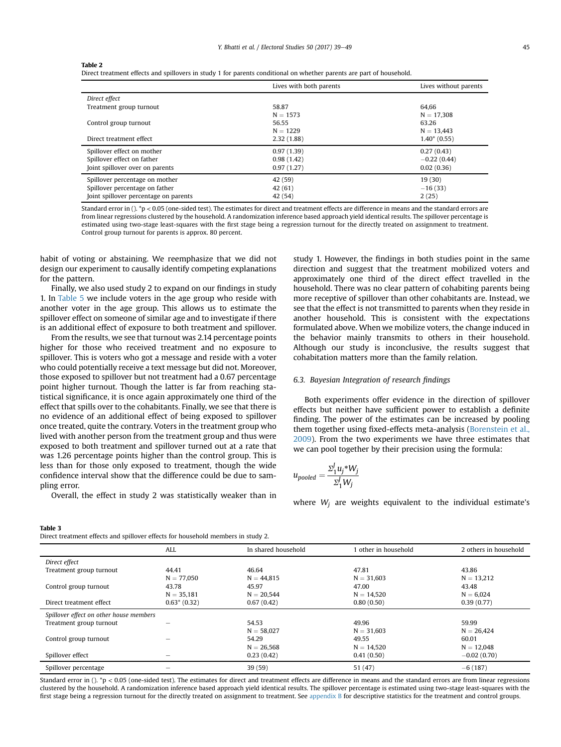**Table 2**
Direct treatment effects and spillovers in study 1 for parents conditional on whether parents are part of household.

| | Lives with both parents | Lives without parents |
|---|---|---|
| *Direct effect* | | |
| Treatment group turnout | 58.87 | 64,66 |
| | N = 1573 | N = 17,308 |
| Control group turnout | 56.55 | 63.26 |
| | N = 1229 | N = 13,443 |
| Direct treatment effect | 2.32 (1.88) | 1.40* (0.55) |
| Spillover effect on mother | 0.97 (1.39) | 0.27 (0.43) |
| Spillover effect on father | 0.98 (1.42) | −0.22 (0.44) |
| Joint spillover over on parents | 0.97 (1.27) | 0.02 (0.36) |
| Spillover percentage on mother | 42 (59) | 19 (30) |
| Spillover percentage on father | 42 (61) | −16 (33) |
| Joint spillover percentage on parents | 42 (54) | 2 (25) |

Standard error in (). *p < 0.05 (one-sided test). The estimates for direct and treatment effects are difference in means and the standard errors are from linear regressions clustered by the household. A randomization inference based approach yield identical results. The spillover percentage is estimated using two-stage least-squares with the first stage being a regression turnout for the directly treated on assignment to treatment. Control group turnout for parents is approx. 80 percent.

habit of voting or abstaining. We reemphasize that we did not design our experiment to causally identify competing explanations for the pattern.

Finally, we also used study 2 to expand on our findings in study 1. In Table 5 we include voters in the age group who reside with another voter in the age group. This allows us to estimate the spillover effect on someone of similar age and to investigate if there is an additional effect of exposure to both treatment and spillover.

From the results, we see that turnout was 2.14 percentage points higher for those who received treatment and no exposure to spillover. This is voters who got a message and reside with a voter who could potentially receive a text message but did not. Moreover, those exposed to spillover but not treatment had a 0.67 percentage point higher turnout. Though the latter is far from reaching statistical significance, it is once again approximately one third of the effect that spills over to the cohabitants. Finally, we see that there is no evidence of an additional effect of being exposed to spillover once treated, quite the contrary. Voters in the treatment group who lived with another person from the treatment group and thus were exposed to both treatment and spillover turned out at a rate that was 1.26 percentage points higher than the control group. This is less than for those only exposed to treatment, though the wide confidence interval show that the difference could be due to sampling error.

Overall, the effect in study 2 was statistically weaker than in study 1. However, the findings in both studies point in the same direction and suggest that the treatment mobilized voters and approximately one third of the direct effect travelled in the household. There was no clear pattern of cohabiting parents being more receptive of spillover than other cohabitants are. Instead, we see that the effect is not transmitted to parents when they reside in another household. This is consistent with the expectations formulated above. When we mobilize voters, the change induced in the behavior mainly transmits to others in their household. Although our study is inconclusive, the results suggest that cohabitation matters more than the family relation.

### 6.3. Bayesian Integration of research findings

Both experiments offer evidence in the direction of spillover effects but neither have sufficient power to establish a definite finding. The power of the estimates can be increased by pooling them together using fixed-effects meta-analysis (Borenstein et al., 2009). From the two experiments we have three estimates that we can pool together by their precision using the formula:

$$u_{pooled} = \frac{\Sigma_1^J u_j * W_j}{\Sigma_1^J W_j}$$

where $W_j$ are weights equivalent to the individual estimate's

**Table 3**
Direct treatment effects and spillover effects for household members in study 2.

| | ALL | In shared household | 1 other in household | 2 others in household |
|---|---|---|---|---|
| *Direct effect* | | | | |
| Treatment group turnout | 44.41 | 46.64 | 47.81 | 43.86 |
| | N = 77,050 | N = 44,815 | N = 31,603 | N = 13,212 |
| Control group turnout | 43.78 | 45.97 | 47.00 | 43.48 |
| | N = 35,181 | N = 20,544 | N = 14,520 | N = 6,024 |
| Direct treatment effect | 0.63* (0.32) | 0.67 (0.42) | 0.80 (0.50) | 0.39 (0.77) |
| *Spillover effect on other house members* | | | | |
| Treatment group turnout | – | 54.53 | 49.96 | 59.99 |
| | | N = 58,027 | N = 31,603 | N = 26,424 |
| Control group turnout | – | 54.29 | 49.55 | 60.01 |
| | | N = 26,568 | N = 14,520 | N = 12,048 |
| Spillover effect | – | 0.23 (0.42) | 0.41 (0.50) | −0.02 (0.70) |
| Spillover percentage | – | 39 (59) | 51 (47) | −6 (187) |

Standard error in (). *p < 0.05 (one-sided test). The estimates for direct and treatment effects are difference in means and the standard errors are from linear regressions clustered by the household. A randomization inference based approach yield identical results. The spillover percentage is estimated using two-stage least-squares with the first stage being a regression turnout for the directly treated on assignment to treatment. See appendix B for descriptive statistics for the treatment and control groups.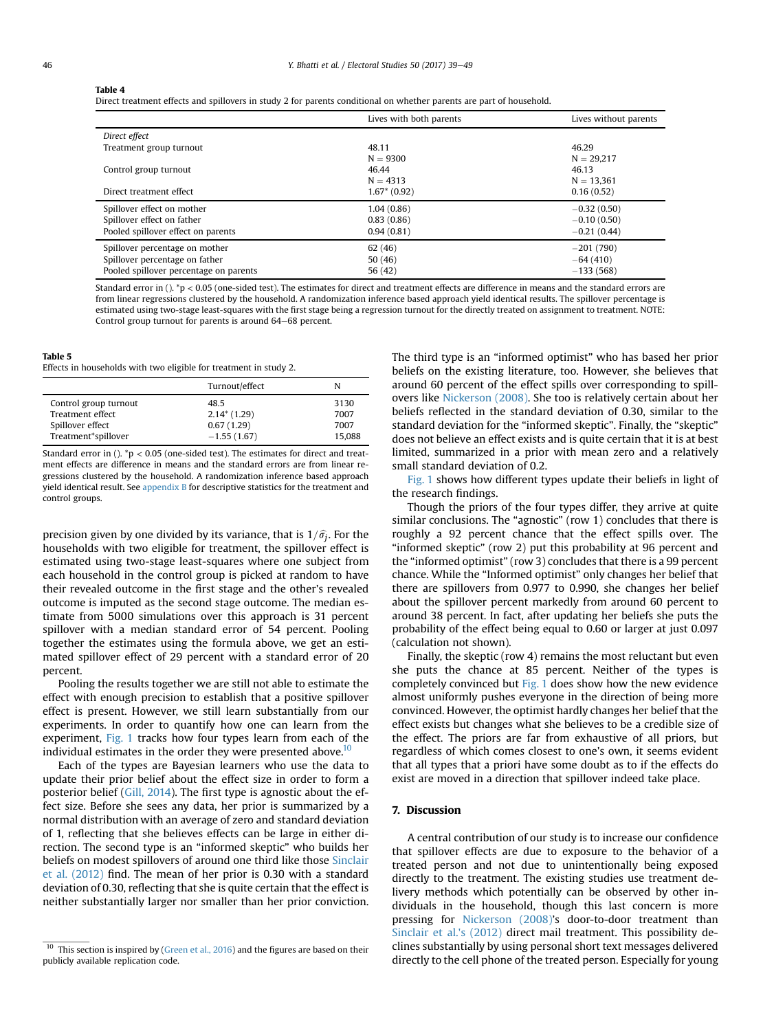**Table 4**
Direct treatment effects and spillovers in study 2 for parents conditional on whether parents are part of household.

| | Lives with both parents | Lives without parents |
|---|---|---|
| *Direct effect* | | |
| Treatment group turnout | 48.11<br>N = 9300 | 46.29<br>N = 29,217 |
| Control group turnout | 46.44<br>N = 4313 | 46.13<br>N = 13,361 |
| Direct treatment effect | 1.67* (0.92) | 0.16 (0.52) |
| Spillover effect on mother | 1.04 (0.86) | −0.32 (0.50) |
| Spillover effect on father | 0.83 (0.86) | −0.10 (0.50) |
| Pooled spillover effect on parents | 0.94 (0.81) | −0.21 (0.44) |
| Spillover percentage on mother | 62 (46) | −201 (790) |
| Spillover percentage on father | 50 (46) | −64 (410) |
| Pooled spillover percentage on parents | 56 (42) | −133 (568) |

Standard error in (). *$p < 0.05$ (one-sided test). The estimates for direct and treatment effects are difference in means and the standard errors are from linear regressions clustered by the household. A randomization inference based approach yield identical results. The spillover percentage is estimated using two-stage least-squares with the first stage being a regression turnout for the directly treated on assignment to treatment. NOTE: Control group turnout for parents is around 64–68 percent.

**Table 5**
Effects in households with two eligible for treatment in study 2.

| | Turnout/effect | N |
|---|---|---|
| Control group turnout | 48.5 | 3130 |
| Treatment effect | 2.14* (1.29) | 7007 |
| Spillover effect | 0.67 (1.29) | 7007 |
| Treatment*spillover | −1.55 (1.67) | 15,088 |

Standard error in (). *$p < 0.05$ (one-sided test). The estimates for direct and treatment effects are difference in means and the standard errors are from linear regressions clustered by the household. A randomization inference based approach yield identical result. See appendix B for descriptive statistics for the treatment and control groups.

precision given by one divided by its variance, that is $1/\hat{\sigma}_j$. For the households with two eligible for treatment, the spillover effect is estimated using two-stage least-squares where one subject from each household in the control group is picked at random to have their revealed outcome in the first stage and the other's revealed outcome is imputed as the second stage outcome. The median estimate from 5000 simulations over this approach is 31 percent spillover with a median standard error of 54 percent. Pooling together the estimates using the formula above, we get an estimated spillover effect of 29 percent with a standard error of 20 percent.

Pooling the results together we are still not able to estimate the effect with enough precision to establish that a positive spillover effect is present. However, we still learn substantially from our experiments. In order to quantify how one can learn from the experiment, Fig. 1 tracks how four types learn from each of the individual estimates in the order they were presented above.[10]

Each of the types are Bayesian learners who use the data to update their prior belief about the effect size in order to form a posterior belief (Gill, 2014). The first type is agnostic about the effect size. Before she sees any data, her prior is summarized by a normal distribution with an average of zero and standard deviation of 1, reflecting that she believes effects can be large in either direction. The second type is an "informed skeptic" who builds her beliefs on modest spillovers of around one third like those Sinclair et al. (2012) find. The mean of her prior is 0.30 with a standard deviation of 0.30, reflecting that she is quite certain that the effect is neither substantially larger nor smaller than her prior conviction. The third type is an "informed optimist" who has based her prior beliefs on the existing literature, too. However, she believes that around 60 percent of the effect spills over corresponding to spillovers like Nickerson (2008). She too is relatively certain about her beliefs reflected in the standard deviation of 0.30, similar to the standard deviation for the "informed skeptic". Finally, the "skeptic" does not believe an effect exists and is quite certain that it is at best limited, summarized in a prior with mean zero and a relatively small standard deviation of 0.2.

Fig. 1 shows how different types update their beliefs in light of the research findings.

Though the priors of the four types differ, they arrive at quite similar conclusions. The "agnostic" (row 1) concludes that there is roughly a 92 percent chance that the effect spills over. The "informed skeptic" (row 2) put this probability at 96 percent and the "informed optimist" (row 3) concludes that there is a 99 percent chance. While the "Informed optimist" only changes her belief that there are spillovers from 0.977 to 0.990, she changes her belief about the spillover percent markedly from around 60 percent to around 38 percent. In fact, after updating her beliefs she puts the probability of the effect being equal to 0.60 or larger at just 0.097 (calculation not shown).

Finally, the skeptic (row 4) remains the most reluctant but even she puts the chance at 85 percent. Neither of the types is completely convinced but Fig. 1 does show how the new evidence almost uniformly pushes everyone in the direction of being more convinced. However, the optimist hardly changes her belief that the effect exists but changes what she believes to be a credible size of the effect. The priors are far from exhaustive of all priors, but regardless of which comes closest to one's own, it seems evident that all types that a priori have some doubt as to if the effects do exist are moved in a direction that spillover indeed take place.

## 7. Discussion

A central contribution of our study is to increase our confidence that spillover effects are due to exposure to the behavior of a treated person and not due to unintentionally being exposed directly to the treatment. The existing studies use treatment delivery methods which potentially can be observed by other individuals in the household, though this last concern is more pressing for Nickerson (2008)'s door-to-door treatment than Sinclair et al.'s (2012) direct mail treatment. This possibility declines substantially by using personal short text messages delivered directly to the cell phone of the treated person. Especially for young

[10] This section is inspired by (Green et al., 2016) and the figures are based on their publicly available replication code.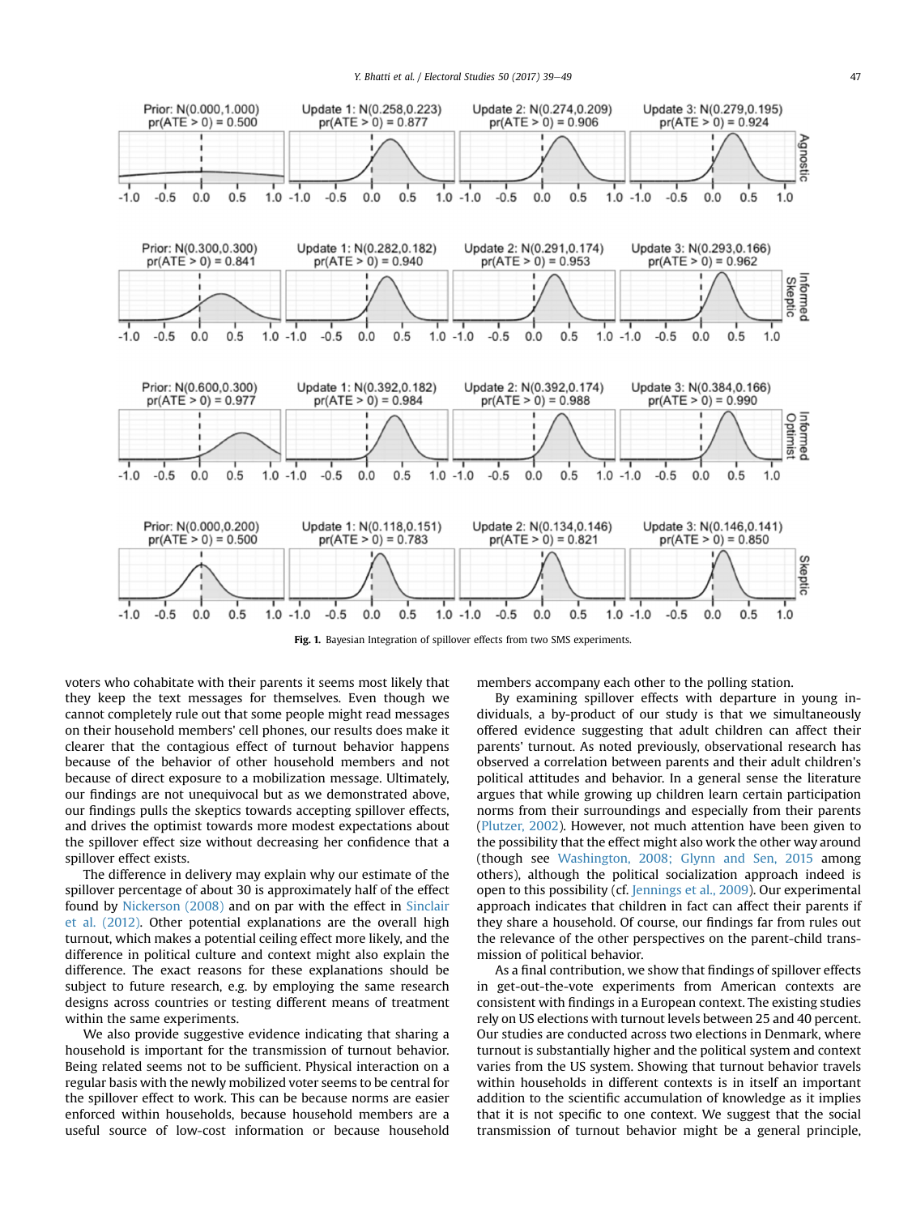Fig. 1. Bayesian Integration of spillover effects from two SMS experiments.

voters who cohabitate with their parents it seems most likely that they keep the text messages for themselves. Even though we cannot completely rule out that some people might read messages on their household members' cell phones, our results does make it clearer that the contagious effect of turnout behavior happens because of the behavior of other household members and not because of direct exposure to a mobilization message. Ultimately, our findings are not unequivocal but as we demonstrated above, our findings pulls the skeptics towards accepting spillover effects, and drives the optimist towards more modest expectations about the spillover effect size without decreasing her confidence that a spillover effect exists.

The difference in delivery may explain why our estimate of the spillover percentage of about 30 is approximately half of the effect found by Nickerson (2008) and on par with the effect in Sinclair et al. (2012). Other potential explanations are the overall high turnout, which makes a potential ceiling effect more likely, and the difference in political culture and context might also explain the difference. The exact reasons for these explanations should be subject to future research, e.g. by employing the same research designs across countries or testing different means of treatment within the same experiments.

We also provide suggestive evidence indicating that sharing a household is important for the transmission of turnout behavior. Being related seems not to be sufficient. Physical interaction on a regular basis with the newly mobilized voter seems to be central for the spillover effect to work. This can be because norms are easier enforced within households, because household members are a useful source of low-cost information or because household members accompany each other to the polling station.

By examining spillover effects with departure in young individuals, a by-product of our study is that we simultaneously offered evidence suggesting that adult children can affect their parents' turnout. As noted previously, observational research has observed a correlation between parents and their adult children's political attitudes and behavior. In a general sense the literature argues that while growing up children learn certain participation norms from their surroundings and especially from their parents (Plutzer, 2002). However, not much attention have been given to the possibility that the effect might also work the other way around (though see Washington, 2008; Glynn and Sen, 2015 among others), although the political socialization approach indeed is open to this possibility (cf. Jennings et al., 2009). Our experimental approach indicates that children in fact can affect their parents if they share a household. Of course, our findings far from rules out the relevance of the other perspectives on the parent-child transmission of political behavior.

As a final contribution, we show that findings of spillover effects in get-out-the-vote experiments from American contexts are consistent with findings in a European context. The existing studies rely on US elections with turnout levels between 25 and 40 percent. Our studies are conducted across two elections in Denmark, where turnout is substantially higher and the political system and context varies from the US system. Showing that turnout behavior travels within households in different contexts is in itself an important addition to the scientific accumulation of knowledge as it implies that it is not specific to one context. We suggest that the social transmission of turnout behavior might be a general principle,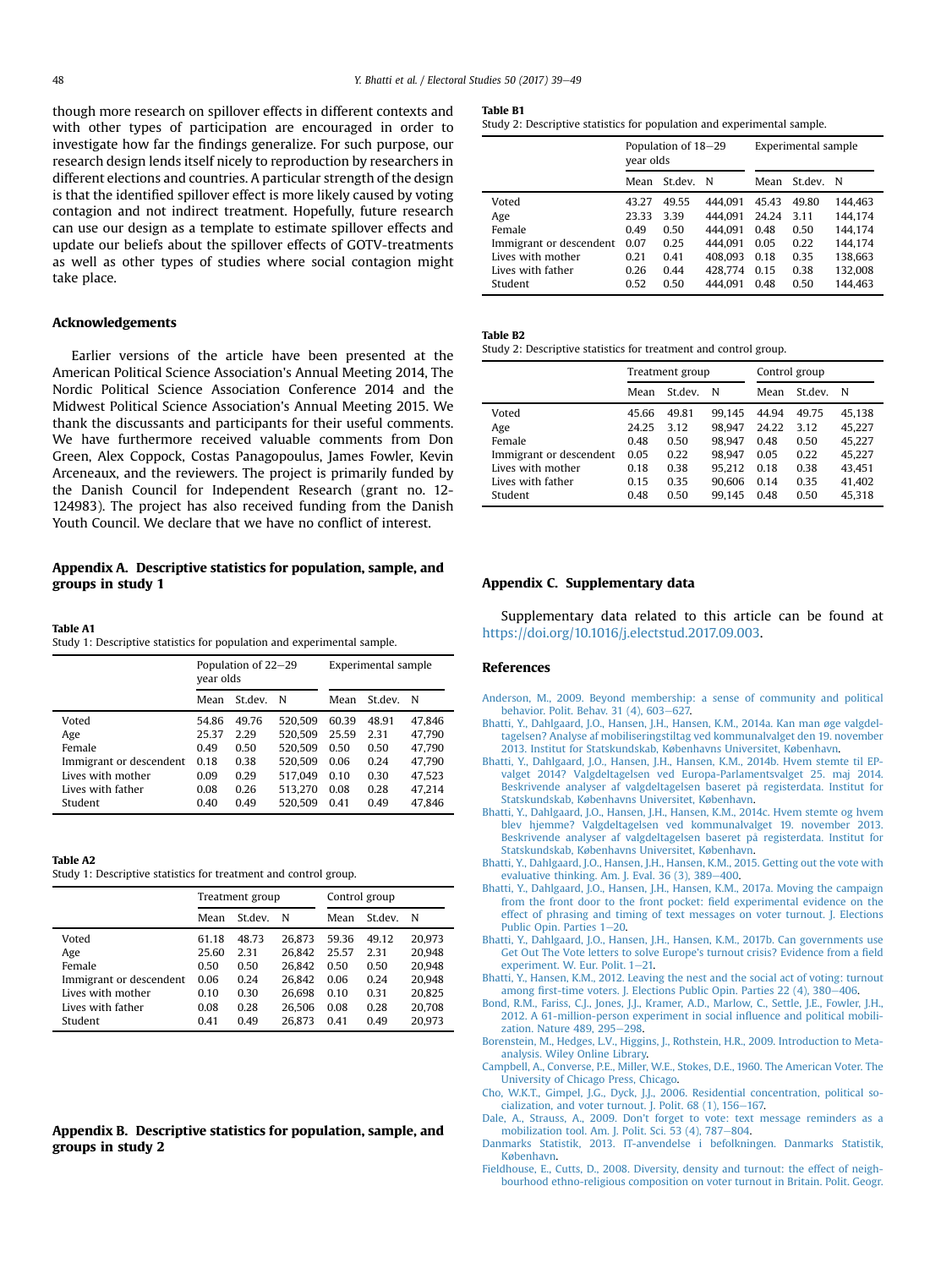though more research on spillover effects in different contexts and with other types of participation are encouraged in order to investigate how far the findings generalize. For such purpose, our research design lends itself nicely to reproduction by researchers in different elections and countries. A particular strength of the design is that the identified spillover effect is more likely caused by voting contagion and not indirect treatment. Hopefully, future research can use our design as a template to estimate spillover effects and update our beliefs about the spillover effects of GOTV-treatments as well as other types of studies where social contagion might take place.

## Acknowledgements

Earlier versions of the article have been presented at the American Political Science Association's Annual Meeting 2014, The Nordic Political Science Association Conference 2014 and the Midwest Political Science Association's Annual Meeting 2015. We thank the discussants and participants for their useful comments. We have furthermore received valuable comments from Don Green, Alex Coppock, Costas Panagopoulus, James Fowler, Kevin Arceneaux, and the reviewers. The project is primarily funded by the Danish Council for Independent Research (grant no. 12-124983). The project has also received funding from the Danish Youth Council. We declare that we have no conflict of interest.

## Appendix A. Descriptive statistics for population, sample, and groups in study 1

**Table A1**
Study 1: Descriptive statistics for population and experimental sample.

| | Population of 22–29 year olds | | | Experimental sample | | |
|---|---|---|---|---|---|---|
| | Mean | St.dev. | N | Mean | St.dev. | N |
| Voted | 54.86 | 49.76 | 520,509 | 60.39 | 48.91 | 47,846 |
| Age | 25.37 | 2.29 | 520,509 | 25.59 | 2.31 | 47,790 |
| Female | 0.49 | 0.50 | 520,509 | 0.50 | 0.50 | 47,790 |
| Immigrant or descendent | 0.18 | 0.38 | 520,509 | 0.06 | 0.24 | 47,790 |
| Lives with mother | 0.09 | 0.29 | 517,049 | 0.10 | 0.30 | 47,523 |
| Lives with father | 0.08 | 0.26 | 513,270 | 0.08 | 0.28 | 47,214 |
| Student | 0.40 | 0.49 | 520,509 | 0.41 | 0.49 | 47,846 |

**Table A2**
Study 1: Descriptive statistics for treatment and control group.

| | Treatment group | | | Control group | | |
|---|---|---|---|---|---|---|
| | Mean | St.dev. | N | Mean | St.dev. | N |
| Voted | 61.18 | 48.73 | 26,873 | 59.36 | 49.12 | 20,973 |
| Age | 25.60 | 2.31 | 26,842 | 25.57 | 2.31 | 20,948 |
| Female | 0.50 | 0.50 | 26,842 | 0.50 | 0.50 | 20,948 |
| Immigrant or descendent | 0.06 | 0.24 | 26,842 | 0.06 | 0.24 | 20,948 |
| Lives with mother | 0.10 | 0.30 | 26,698 | 0.10 | 0.31 | 20,825 |
| Lives with father | 0.08 | 0.28 | 26,506 | 0.08 | 0.28 | 20,708 |
| Student | 0.41 | 0.49 | 26,873 | 0.41 | 0.49 | 20,973 |

## Appendix B. Descriptive statistics for population, sample, and groups in study 2

**Table B1**
Study 2: Descriptive statistics for population and experimental sample.

| | Population of 18–29 year olds | | | Experimental sample | | |
|---|---|---|---|---|---|---|
| | Mean | St.dev. | N | Mean | St.dev. | N |
| Voted | 43.27 | 49.55 | 444,091 | 45.43 | 49.80 | 144,463 |
| Age | 23.33 | 3.39 | 444,091 | 24.24 | 3.11 | 144,174 |
| Female | 0.49 | 0.50 | 444,091 | 0.48 | 0.50 | 144,174 |
| Immigrant or descendent | 0.07 | 0.25 | 444,091 | 0.05 | 0.22 | 144,174 |
| Lives with mother | 0.21 | 0.41 | 408,093 | 0.18 | 0.35 | 138,663 |
| Lives with father | 0.26 | 0.44 | 428,774 | 0.15 | 0.38 | 132,008 |
| Student | 0.52 | 0.50 | 444,091 | 0.48 | 0.50 | 144,463 |

**Table B2**
Study 2: Descriptive statistics for treatment and control group.

| | Treatment group | | | Control group | | |
|---|---|---|---|---|---|---|
| | Mean | St.dev. | N | Mean | St.dev. | N |
| Voted | 45.66 | 49.81 | 99,145 | 44.94 | 49.75 | 45,138 |
| Age | 24.25 | 3.12 | 98,947 | 24.22 | 3.12 | 45,227 |
| Female | 0.48 | 0.50 | 98,947 | 0.48 | 0.50 | 45,227 |
| Immigrant or descendent | 0.05 | 0.22 | 98,947 | 0.05 | 0.22 | 45,227 |
| Lives with mother | 0.18 | 0.38 | 95,212 | 0.18 | 0.38 | 43,451 |
| Lives with father | 0.15 | 0.35 | 90,606 | 0.14 | 0.35 | 41,402 |
| Student | 0.48 | 0.50 | 99,145 | 0.48 | 0.50 | 45,318 |

## Appendix C. Supplementary data

Supplementary data related to this article can be found at https://doi.org/10.1016/j.electstud.2017.09.003.

## References

Anderson, M., 2009. Beyond membership: a sense of community and political behavior. Polit. Behav. 31 (4), 603–627.

Bhatti, Y., Dahlgaard, J.O., Hansen, J.H., Hansen, K.M., 2014a. Kan man øge valgdeltagelsen? Analyse af mobiliseringstiltag ved kommunalvalget den 19. november 2013. Institut for Statskundskab, Københavns Universitet, København.

Bhatti, Y., Dahlgaard, J.O., Hansen, J.H., Hansen, K.M., 2014b. Hvem stemte til EP-valget 2014? Valgdeltagelsen ved Europa-Parlamentsvalget 25. maj 2014. Beskrivende analyser af valgdeltagelsen baseret på registerdata. Institut for Statskundskab, Københavns Universitet, København.

Bhatti, Y., Dahlgaard, J.O., Hansen, J.H., Hansen, K.M., 2014c. Hvem stemte og hvem blev hjemme? Valgdeltagelsen ved kommunalvalget 19. november 2013. Beskrivende analyser af valgdeltagelsen baseret på registerdata. Institut for Statskundskab, Københavns Universitet, København.

Bhatti, Y., Dahlgaard, J.O., Hansen, J.H., Hansen, K.M., 2015. Getting out the vote with evaluative thinking. Am. J. Eval. 36 (3), 389–400.

Bhatti, Y., Dahlgaard, J.O., Hansen, J.H., Hansen, K.M., 2017a. Moving the campaign from the front door to the front pocket: field experimental evidence on the effect of phrasing and timing of text messages on voter turnout. J. Elections Public Opin. Parties 1–20.

Bhatti, Y., Dahlgaard, J.O., Hansen, J.H., Hansen, K.M., 2017b. Can governments use Get Out The Vote letters to solve Europe's turnout crisis? Evidence from a field experiment. W. Eur. Polit. 1–21.

Bhatti, Y., Hansen, K.M., 2012. Leaving the nest and the social act of voting: turnout among first-time voters. J. Elections Public Opin. Parties 22 (4), 380–406.

Bond, R.M., Fariss, C.J., Jones, J.J., Kramer, A.D., Marlow, C., Settle, J.E., Fowler, J.H., 2012. A 61-million-person experiment in social influence and political mobilization. Nature 489, 295–298.

Borenstein, M., Hedges, L.V., Higgins, J., Rothstein, H.R., 2009. Introduction to Meta-analysis. Wiley Online Library.

Campbell, A., Converse, P.E., Miller, W.E., Stokes, D.E., 1960. The American Voter. The University of Chicago Press, Chicago.

Cho, W.K.T., Gimpel, J.G., Dyck, J.J., 2006. Residential concentration, political socialization, and voter turnout. J. Polit. 68 (1), 156–167.

Dale, A., Strauss, A., 2009. Don't forget to vote: text message reminders as a mobilization tool. Am. J. Polit. Sci. 53 (4), 787–804.

Danmarks Statistik, 2013. IT-anvendelse i befolkningen. Danmarks Statistik, København.

Fieldhouse, E., Cutts, D., 2008. Diversity, density and turnout: the effect of neighbourhood ethno-religious composition on voter turnout in Britain. Polit. Geogr.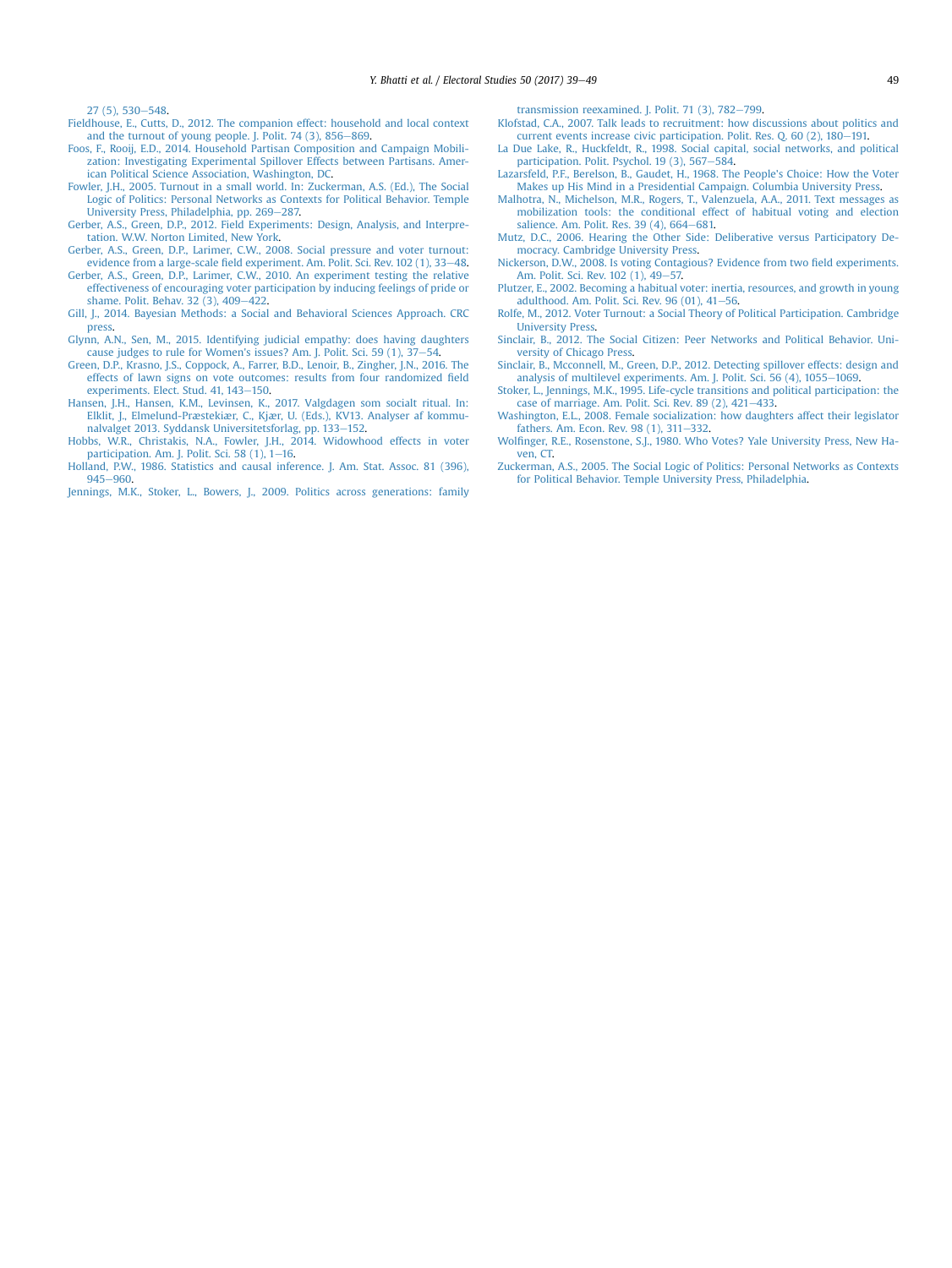27 (5), 530–548.

Fieldhouse, E., Cutts, D., 2012. The companion effect: household and local context and the turnout of young people. J. Polit. 74 (3), 856–869.

Foos, F., Rooij, E.D., 2014. Household Partisan Composition and Campaign Mobilization: Investigating Experimental Spillover Effects between Partisans. American Political Science Association, Washington, DC.

Fowler, J.H., 2005. Turnout in a small world. In: Zuckerman, A.S. (Ed.), The Social Logic of Politics: Personal Networks as Contexts for Political Behavior. Temple University Press, Philadelphia, pp. 269–287.

Gerber, A.S., Green, D.P., 2012. Field Experiments: Design, Analysis, and Interpretation. W.W. Norton Limited, New York.

Gerber, A.S., Green, D.P., Larimer, C.W., 2008. Social pressure and voter turnout: evidence from a large-scale field experiment. Am. Polit. Sci. Rev. 102 (1), 33–48.

Gerber, A.S., Green, D.P., Larimer, C.W., 2010. An experiment testing the relative effectiveness of encouraging voter participation by inducing feelings of pride or shame. Polit. Behav. 32 (3), 409–422.

Gill, J., 2014. Bayesian Methods: a Social and Behavioral Sciences Approach. CRC press.

Glynn, A.N., Sen, M., 2015. Identifying judicial empathy: does having daughters cause judges to rule for Women's issues? Am. J. Polit. Sci. 59 (1), 37–54.

Green, D.P., Krasno, J.S., Coppock, A., Farrer, B.D., Lenoir, B., Zingher, J.N., 2016. The effects of lawn signs on vote outcomes: results from four randomized field experiments. Elect. Stud. 41, 143–150.

Hansen, J.H., Hansen, K.M., Levinsen, K., 2017. Valgdagen som socialt ritual. In: Elklit, J., Elmelund-Præstekiær, C., Kjær, U. (Eds.), KV13. Analyser af kommunalvalget 2013. Syddansk Universitetsforlag, pp. 133–152.

Hobbs, W.R., Christakis, N.A., Fowler, J.H., 2014. Widowhood effects in voter participation. Am. J. Polit. Sci. 58 (1), 1–16.

Holland, P.W., 1986. Statistics and causal inference. J. Am. Stat. Assoc. 81 (396), 945–960.

Jennings, M.K., Stoker, L., Bowers, J., 2009. Politics across generations: family transmission reexamined. J. Polit. 71 (3), 782–799.

Klofstad, C.A., 2007. Talk leads to recruitment: how discussions about politics and current events increase civic participation. Polit. Res. Q. 60 (2), 180–191.

La Due Lake, R., Huckfeldt, R., 1998. Social capital, social networks, and political participation. Polit. Psychol. 19 (3), 567–584.

Lazarsfeld, P.F., Berelson, B., Gaudet, H., 1968. The People's Choice: How the Voter Makes up His Mind in a Presidential Campaign. Columbia University Press.

Malhotra, N., Michelson, M.R., Rogers, T., Valenzuela, A.A., 2011. Text messages as mobilization tools: the conditional effect of habitual voting and election salience. Am. Polit. Res. 39 (4), 664–681.

Mutz, D.C., 2006. Hearing the Other Side: Deliberative versus Participatory Democracy. Cambridge University Press.

Nickerson, D.W., 2008. Is voting Contagious? Evidence from two field experiments. Am. Polit. Sci. Rev. 102 (1), 49–57.

Plutzer, E., 2002. Becoming a habitual voter: inertia, resources, and growth in young adulthood. Am. Polit. Sci. Rev. 96 (01), 41–56.

Rolfe, M., 2012. Voter Turnout: a Social Theory of Political Participation. Cambridge University Press.

Sinclair, B., 2012. The Social Citizen: Peer Networks and Political Behavior. University of Chicago Press.

Sinclair, B., Mcconnell, M., Green, D.P., 2012. Detecting spillover effects: design and analysis of multilevel experiments. Am. J. Polit. Sci. 56 (4), 1055–1069.

Stoker, L., Jennings, M.K., 1995. Life-cycle transitions and political participation: the case of marriage. Am. Polit. Sci. Rev. 89 (2), 421–433.

Washington, E.L., 2008. Female socialization: how daughters affect their legislator fathers. Am. Econ. Rev. 98 (1), 311–332.

Wolfinger, R.E., Rosenstone, S.J., 1980. Who Votes? Yale University Press, New Haven, CT.

Zuckerman, A.S., 2005. The Social Logic of Politics: Personal Networks as Contexts for Political Behavior. Temple University Press, Philadelphia.